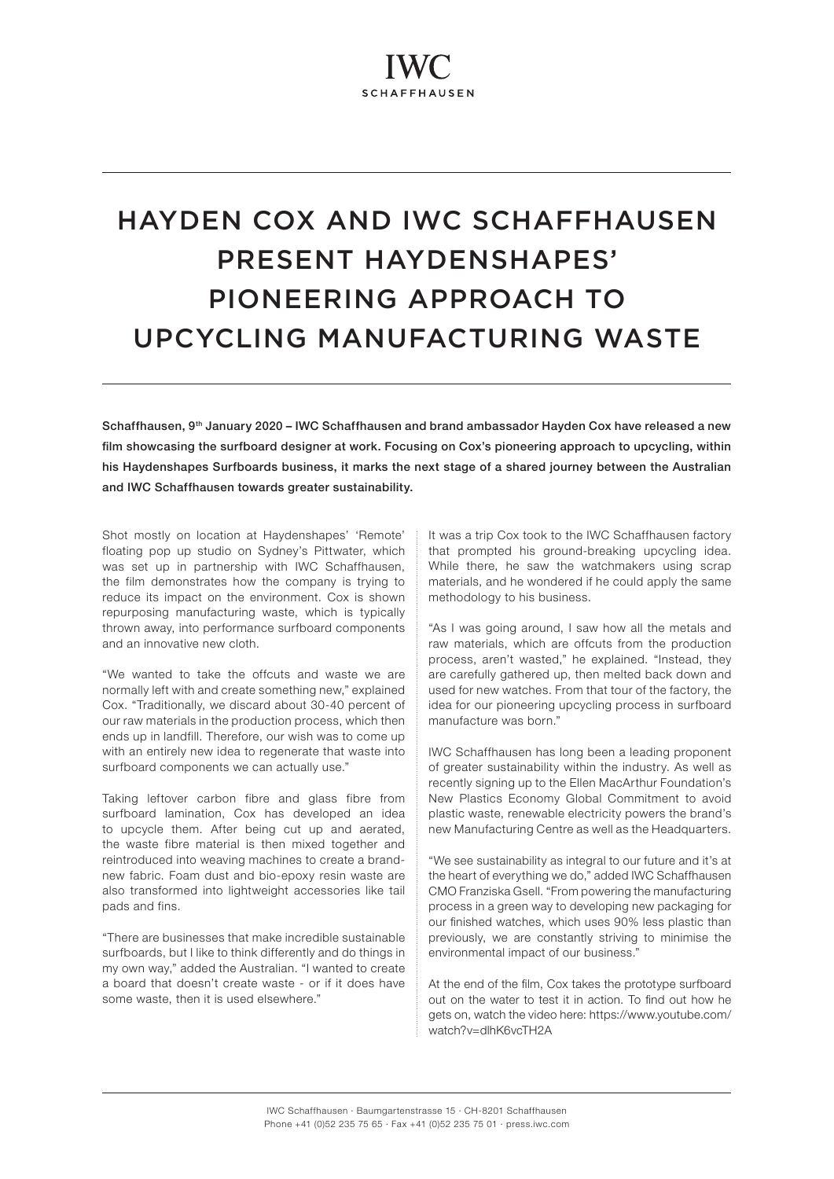# HAYDEN COX AND IWC SCHAFFHAUSEN PRESENT HAYDENSHAPES' PIONEERING APPROACH TO UPCYCLING MANUFACTURING WASTE

**Schaffhausen, 9th January 2020 – IWC Schaffhausen and brand ambassador Hayden Cox have released a new film showcasing the surfboard designer at work. Focusing on Cox's pioneering approach to upcycling, within his Haydenshapes Surfboards business, it marks the next stage of a shared journey between the Australian and IWC Schaffhausen towards greater sustainability.**

Shot mostly on location at Haydenshapes' 'Remote' floating pop up studio on Sydney's Pittwater, which was set up in partnership with IWC Schaffhausen, the film demonstrates how the company is trying to reduce its impact on the environment. Cox is shown repurposing manufacturing waste, which is typically thrown away, into performance surfboard components and an innovative new cloth.

"We wanted to take the offcuts and waste we are normally left with and create something new," explained Cox. "Traditionally, we discard about 30-40 percent of our raw materials in the production process, which then ends up in landfill. Therefore, our wish was to come up with an entirely new idea to regenerate that waste into surfboard components we can actually use."

Taking leftover carbon fibre and glass fibre from surfboard lamination, Cox has developed an idea to upcycle them. After being cut up and aerated, the waste fibre material is then mixed together and reintroduced into weaving machines to create a brand-new fabric. Foam dust and bio-epoxy resin waste are also transformed into lightweight accessories like tail pads and fins.

"There are businesses that make incredible sustainable surfboards, but I like to think differently and do things in my own way," added the Australian. "I wanted to create a board that doesn't create waste - or if it does have some waste, then it is used elsewhere."

It was a trip Cox took to the IWC Schaffhausen factory that prompted his ground-breaking upcycling idea. While there, he saw the watchmakers using scrap materials, and he wondered if he could apply the same methodology to his business.

"As I was going around, I saw how all the metals and raw materials, which are offcuts from the production process, aren't wasted," he explained. "Instead, they are carefully gathered up, then melted back down and used for new watches. From that tour of the factory, the idea for our pioneering upcycling process in surfboard manufacture was born."

IWC Schaffhausen has long been a leading proponent of greater sustainability within the industry. As well as recently signing up to the Ellen MacArthur Foundation's New Plastics Economy Global Commitment to avoid plastic waste, renewable electricity powers the brand's new Manufacturing Centre as well as the Headquarters.

"We see sustainability as integral to our future and it's at the heart of everything we do," added IWC Schaffhausen CMO Franziska Gsell. "From powering the manufacturing process in a green way to developing new packaging for our finished watches, which uses 90% less plastic than previously, we are constantly striving to minimise the environmental impact of our business."

At the end of the film, Cox takes the prototype surfboard out on the water to test it in action. To find out how he gets on, watch the video here: https://www.youtube.com/watch?v=dlhK6vcTH2A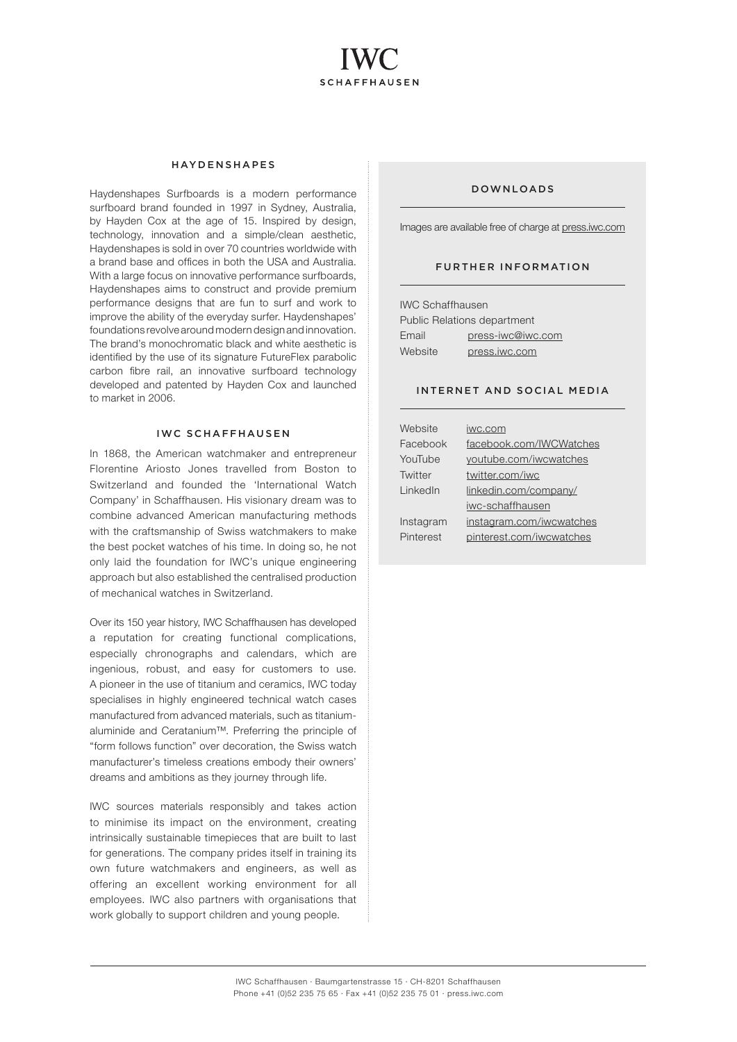## HAYDENSHAPES

Haydenshapes Surfboards is a modern performance surfboard brand founded in 1997 in Sydney, Australia, by Hayden Cox at the age of 15. Inspired by design, technology, innovation and a simple/clean aesthetic, Haydenshapes is sold in over 70 countries worldwide with a brand base and offices in both the USA and Australia. With a large focus on innovative performance surfboards, Haydenshapes aims to construct and provide premium performance designs that are fun to surf and work to improve the ability of the everyday surfer. Haydenshapes' foundations revolve around modern design and innovation. The brand's monochromatic black and white aesthetic is identified by the use of its signature FutureFlex parabolic carbon fibre rail, an innovative surfboard technology developed and patented by Hayden Cox and launched to market in 2006.

## IWC SCHAFFHAUSEN

In 1868, the American watchmaker and entrepreneur Florentine Ariosto Jones travelled from Boston to Switzerland and founded the 'International Watch Company' in Schaffhausen. His visionary dream was to combine advanced American manufacturing methods with the craftsmanship of Swiss watchmakers to make the best pocket watches of his time. In doing so, he not only laid the foundation for IWC's unique engineering approach but also established the centralised production of mechanical watches in Switzerland.

Over its 150 year history, IWC Schaffhausen has developed a reputation for creating functional complications, especially chronographs and calendars, which are ingenious, robust, and easy for customers to use. A pioneer in the use of titanium and ceramics, IWC today specialises in highly engineered technical watch cases manufactured from advanced materials, such as titanium-aluminide and Ceratanium™. Preferring the principle of "form follows function" over decoration, the Swiss watch manufacturer's timeless creations embody their owners' dreams and ambitions as they journey through life.

IWC sources materials responsibly and takes action to minimise its impact on the environment, creating intrinsically sustainable timepieces that are built to last for generations. The company prides itself in training its own future watchmakers and engineers, as well as offering an excellent working environment for all employees. IWC also partners with organisations that work globally to support children and young people.

## DOWNLOADS

Images are available free of charge at press.iwc.com

## FURTHER INFORMATION

IWC Schaffhausen
Public Relations department

| | |
|---|---|
| Email | press-iwc@iwc.com |
| Website | press.iwc.com |

## INTERNET AND SOCIAL MEDIA

| | |
|---|---|
| Website | iwc.com |
| Facebook | facebook.com/IWCWatches |
| YouTube | youtube.com/iwcwatches |
| Twitter | twitter.com/iwc |
| LinkedIn | linkedin.com/company/iwc-schaffhausen |
| Instagram | instagram.com/iwcwatches |
| Pinterest | pinterest.com/iwcwatches |

IWC Schaffhausen · Baumgartenstrasse 15 · CH-8201 Schaffhausen
Phone +41 (0)52 235 75 65 · Fax +41 (0)52 235 75 01 · press.iwc.com